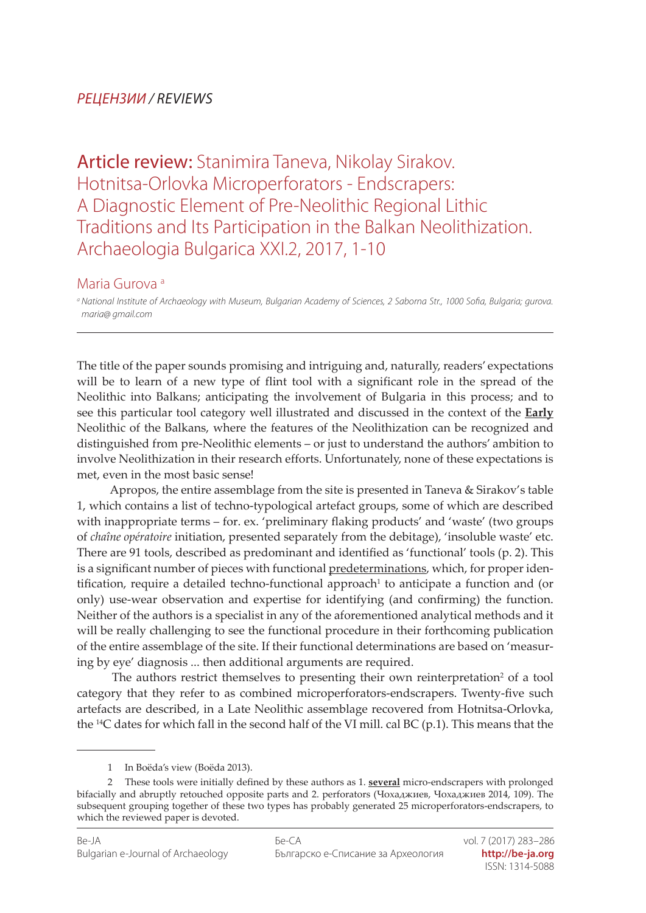*РЕЦЕНЗИИ / REVIEWS*

# Article review: Stanimira Taneva, Nikolay Sirakov. Hotnitsa-Orlovka Microperforators - Endscrapers: A Diagnostic Element of Pre-Neolithic Regional Lithic Traditions and Its Participation in the Balkan Neolithization. Archaeologia Bulgarica XXI.2, 2017, 1-10

Maria Gurova [a]

[a] *National Institute of Archaeology with Museum, Bulgarian Academy of Sciences, 2 Saborna Str., 1000 Sofia, Bulgaria; gurova.maria@ gmail.com*

---

The title of the paper sounds promising and intriguing and, naturally, readers' expectations will be to learn of a new type of flint tool with a significant role in the spread of the Neolithic into Balkans; anticipating the involvement of Bulgaria in this process; and to see this particular tool category well illustrated and discussed in the context of the **Early** Neolithic of the Balkans, where the features of the Neolithization can be recognized and distinguished from pre-Neolithic elements – or just to understand the authors' ambition to involve Neolithization in their research efforts. Unfortunately, none of these expectations is met, even in the most basic sense!

Apropos, the entire assemblage from the site is presented in Taneva & Sirakov's table 1, which contains a list of techno-typological artefact groups, some of which are described with inappropriate terms – for. ex. 'preliminary flaking products' and 'waste' (two groups of *chaîne opératoire* initiation, presented separately from the debitage), 'insoluble waste' etc. There are 91 tools, described as predominant and identified as 'functional' tools (p. 2). This is a significant number of pieces with functional predeterminations, which, for proper identification, require a detailed techno-functional approach[1] to anticipate a function and (or only) use-wear observation and expertise for identifying (and confirming) the function. Neither of the authors is a specialist in any of the aforementioned analytical methods and it will be really challenging to see the functional procedure in their forthcoming publication of the entire assemblage of the site. If their functional determinations are based on 'measuring by eye' diagnosis ... then additional arguments are required.

The authors restrict themselves to presenting their own reinterpretation[2] of a tool category that they refer to as combined microperforators-endscrapers. Twenty-five such artefacts are described, in a Late Neolithic assemblage recovered from Hotnitsa-Orlovka, the $^{14}C$ dates for which fall in the second half of the VI mill. cal BC (p.1). This means that the

---

1 In Boëda's view (Boëda 2013).

2 These tools were initially defined by these authors as 1. **several** micro-endscrapers with prolonged bifacially and abruptly retouched opposite parts and 2. perforators (Чохаджиев, Чохаджиев 2014, 109). The subsequent grouping together of these two types has probably generated 25 microperforators-endscrapers, to which the reviewed paper is devoted.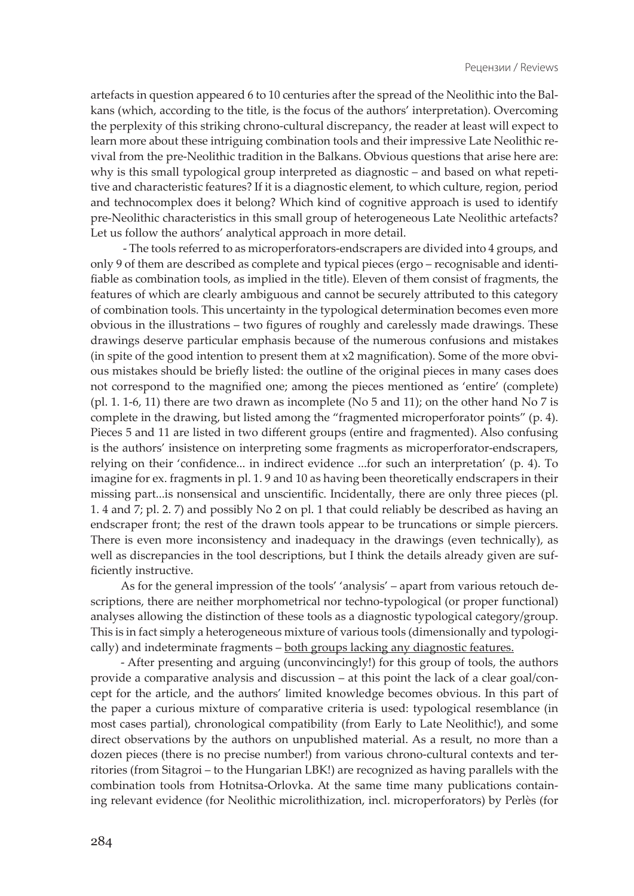artefacts in question appeared 6 to 10 centuries after the spread of the Neolithic into the Balkans (which, according to the title, is the focus of the authors' interpretation). Overcoming the perplexity of this striking chrono-cultural discrepancy, the reader at least will expect to learn more about these intriguing combination tools and their impressive Late Neolithic revival from the pre-Neolithic tradition in the Balkans. Obvious questions that arise here are: why is this small typological group interpreted as diagnostic – and based on what repetitive and characteristic features? If it is a diagnostic element, to which culture, region, period and technocomplex does it belong? Which kind of cognitive approach is used to identify pre-Neolithic characteristics in this small group of heterogeneous Late Neolithic artefacts? Let us follow the authors' analytical approach in more detail.

- The tools referred to as microperforators-endscrapers are divided into 4 groups, and only 9 of them are described as complete and typical pieces (ergo – recognisable and identifiable as combination tools, as implied in the title). Eleven of them consist of fragments, the features of which are clearly ambiguous and cannot be securely attributed to this category of combination tools. This uncertainty in the typological determination becomes even more obvious in the illustrations – two figures of roughly and carelessly made drawings. These drawings deserve particular emphasis because of the numerous confusions and mistakes (in spite of the good intention to present them at x2 magnification). Some of the more obvious mistakes should be briefly listed: the outline of the original pieces in many cases does not correspond to the magnified one; among the pieces mentioned as 'entire' (complete) (pl. 1. 1-6, 11) there are two drawn as incomplete (No 5 and 11); on the other hand No 7 is complete in the drawing, but listed among the "fragmented microperforator points" (p. 4). Pieces 5 and 11 are listed in two different groups (entire and fragmented). Also confusing is the authors' insistence on interpreting some fragments as microperforator-endscrapers, relying on their 'confidence... in indirect evidence ...for such an interpretation' (p. 4). To imagine for ex. fragments in pl. 1. 9 and 10 as having been theoretically endscrapers in their missing part...is nonsensical and unscientific. Incidentally, there are only three pieces (pl. 1. 4 and 7; pl. 2. 7) and possibly No 2 on pl. 1 that could reliably be described as having an endscraper front; the rest of the drawn tools appear to be truncations or simple piercers. There is even more inconsistency and inadequacy in the drawings (even technically), as well as discrepancies in the tool descriptions, but I think the details already given are sufficiently instructive.

As for the general impression of the tools' 'analysis' – apart from various retouch descriptions, there are neither morphometrical nor techno-typological (or proper functional) analyses allowing the distinction of these tools as a diagnostic typological category/group. This is in fact simply a heterogeneous mixture of various tools (dimensionally and typologically) and indeterminate fragments – <u>both groups lacking any diagnostic features.</u>

- After presenting and arguing (unconvincingly!) for this group of tools, the authors provide a comparative analysis and discussion – at this point the lack of a clear goal/concept for the article, and the authors' limited knowledge becomes obvious. In this part of the paper a curious mixture of comparative criteria is used: typological resemblance (in most cases partial), chronological compatibility (from Early to Late Neolithic!), and some direct observations by the authors on unpublished material. As a result, no more than a dozen pieces (there is no precise number!) from various chrono-cultural contexts and territories (from Sitagroi – to the Hungarian LBK!) are recognized as having parallels with the combination tools from Hotnitsa-Orlovka. At the same time many publications containing relevant evidence (for Neolithic microlithization, incl. microperforators) by Perlès (for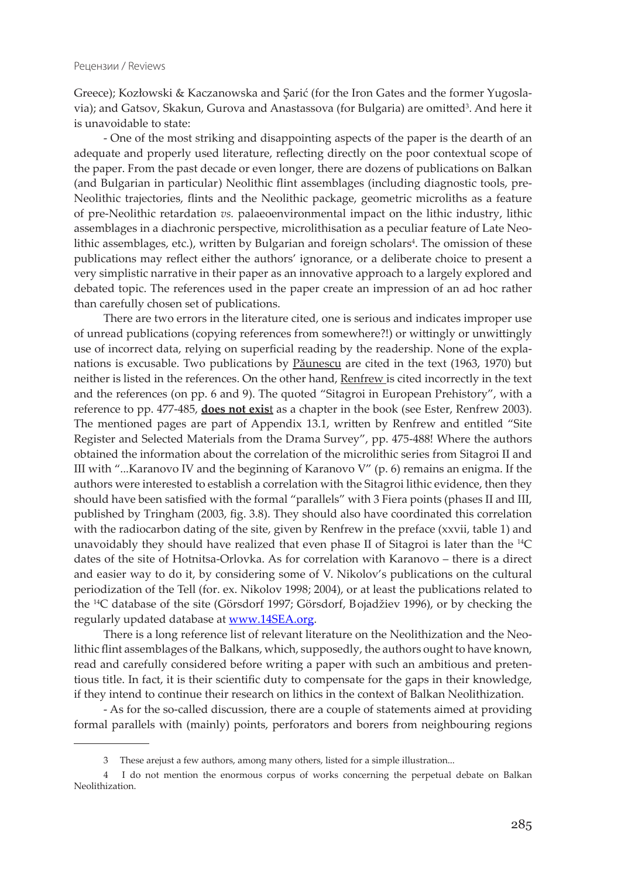Greece); Kozłowski & Kaczanowska and Şarić (for the Iron Gates and the former Yugoslavia); and Gatsov, Skakun, Gurova and Anastassova (for Bulgaria) are omitted[3]. And here it is unavoidable to state:

- One of the most striking and disappointing aspects of the paper is the dearth of an adequate and properly used literature, reflecting directly on the poor contextual scope of the paper. From the past decade or even longer, there are dozens of publications on Balkan (and Bulgarian in particular) Neolithic flint assemblages (including diagnostic tools, pre-Neolithic trajectories, flints and the Neolithic package, geometric microliths as a feature of pre-Neolithic retardation *vs.* palaeoenvironmental impact on the lithic industry, lithic assemblages in a diachronic perspective, microlithisation as a peculiar feature of Late Neolithic assemblages, etc.), written by Bulgarian and foreign scholars[4]. The omission of these publications may reflect either the authors' ignorance, or a deliberate choice to present a very simplistic narrative in their paper as an innovative approach to a largely explored and debated topic. The references used in the paper create an impression of an ad hoc rather than carefully chosen set of publications.

There are two errors in the literature cited, one is serious and indicates improper use of unread publications (copying references from somewhere?!) or wittingly or unwittingly use of incorrect data, relying on superficial reading by the readership. None of the explanations is excusable. Two publications by Păunescu are cited in the text (1963, 1970) but neither is listed in the references. On the other hand, Renfrew is cited incorrectly in the text and the references (on pp. 6 and 9). The quoted "Sitagroi in European Prehistory", with a reference to pp. 477-485, **does not exist** as a chapter in the book (see Ester, Renfrew 2003). The mentioned pages are part of Appendix 13.1, written by Renfrew and entitled "Site Register and Selected Materials from the Drama Survey", pp. 475-488! Where the authors obtained the information about the correlation of the microlithic series from Sitagroi II and III with "...Karanovo IV and the beginning of Karanovo V" (p. 6) remains an enigma. If the authors were interested to establish a correlation with the Sitagroi lithic evidence, then they should have been satisfied with the formal "parallels" with 3 Fiera points (phases II and III, published by Tringham (2003, fig. 3.8). They should also have coordinated this correlation with the radiocarbon dating of the site, given by Renfrew in the preface (xxvii, table 1) and unavoidably they should have realized that even phase II of Sitagroi is later than the $^{14}$C dates of the site of Hotnitsa-Orlovka. As for correlation with Karanovo – there is a direct and easier way to do it, by considering some of V. Nikolov's publications on the cultural periodization of the Tell (for. ex. Nikolov 1998; 2004), or at least the publications related to the $^{14}$C database of the site (Görsdorf 1997; Görsdorf, Bojadžiev 1996), or by checking the regularly updated database at www.14SEA.org.

There is a long reference list of relevant literature on the Neolithization and the Neolithic flint assemblages of the Balkans, which, supposedly, the authors ought to have known, read and carefully considered before writing a paper with such an ambitious and pretentious title. In fact, it is their scientific duty to compensate for the gaps in their knowledge, if they intend to continue their research on lithics in the context of Balkan Neolithization.

- As for the so-called discussion, there are a couple of statements aimed at providing formal parallels with (mainly) points, perforators and borers from neighbouring regions

---

3 These arejust a few authors, among many others, listed for a simple illustration...

4 I do not mention the enormous corpus of works concerning the perpetual debate on Balkan Neolithization.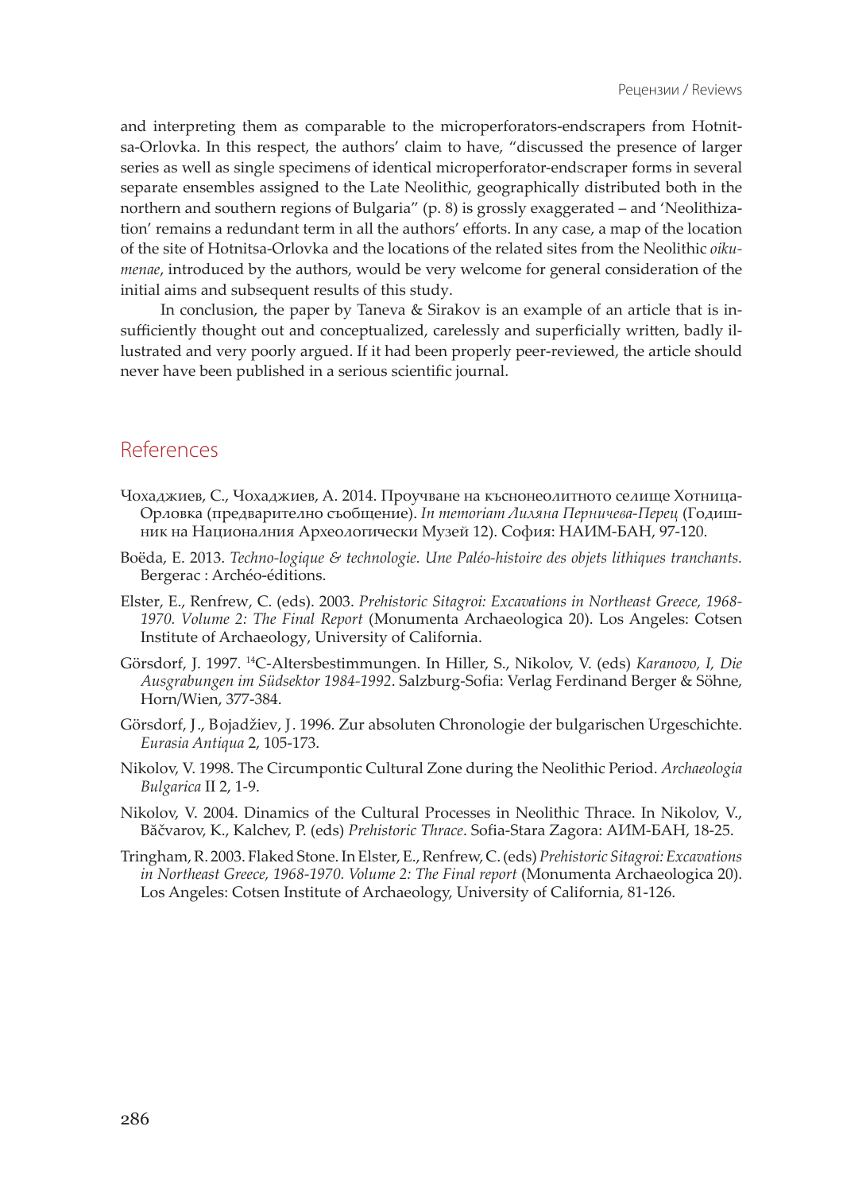and interpreting them as comparable to the microperforators-endscrapers from Hotnitsa-Orlovka. In this respect, the authors' claim to have, "discussed the presence of larger series as well as single specimens of identical microperforator-endscraper forms in several separate ensembles assigned to the Late Neolithic, geographically distributed both in the northern and southern regions of Bulgaria" (p. 8) is grossly exaggerated – and 'Neolithization' remains a redundant term in all the authors' efforts. In any case, a map of the location of the site of Hotnitsa-Orlovka and the locations of the related sites from the Neolithic *oikumenae*, introduced by the authors, would be very welcome for general consideration of the initial aims and subsequent results of this study.

In conclusion, the paper by Taneva & Sirakov is an example of an article that is insufficiently thought out and conceptualized, carelessly and superficially written, badly illustrated and very poorly argued. If it had been properly peer-reviewed, the article should never have been published in a serious scientific journal.

## References

Чохаджиев, С., Чохаджиев, А. 2014. Проучване на къснонеолитното селище Хотница-Орловка (предварително съобщение). *In memoriam Лиляна Перничева-Перец* (Годишник на Националния Археологически Музей 12). София: НАИМ-БАН, 97-120.

Boëda, E. 2013. *Techno-logique & technologie. Une Paléo-histoire des objets lithiques tranchants.* Bergerac : Archéo-éditions.

Elster, E., Renfrew, C. (eds). 2003. *Prehistoric Sitagroi: Excavations in Northeast Greece, 1968-1970. Volume 2: The Final Report* (Monumenta Archaeologica 20). Los Angeles: Cotsen Institute of Archaeology, University of California.

Görsdorf, J. 1997. $^{14}$C-Altersbestimmungen. In Hiller, S., Nikolov, V. (eds) *Karanovo, I, Die Ausgrabungen im Südsektor 1984-1992*. Salzburg-Sofia: Verlag Ferdinand Berger & Söhne, Horn/Wien, 377-384.

Görsdorf, J., Bojadžiev, J. 1996. Zur absoluten Chronologie der bulgarischen Urgeschichte. *Eurasia Antiqua* 2, 105-173.

Nikolov, V. 1998. The Circumpontic Cultural Zone during the Neolithic Period. *Archaeologia Bulgarica* II 2, 1-9.

Nikolov, V. 2004. Dinamics of the Cultural Processes in Neolithic Thrace. In Nikolov, V., Băčvarov, K., Kalchev, P. (eds) *Prehistoric Thrace*. Sofia-Stara Zagora: АИМ-БАН, 18-25.

Tringham, R. 2003. Flaked Stone. In Elster, E., Renfrew, C. (eds) *Prehistoric Sitagroi: Excavations in Northeast Greece, 1968-1970. Volume 2: The Final report* (Monumenta Archaeologica 20). Los Angeles: Cotsen Institute of Archaeology, University of California, 81-126.